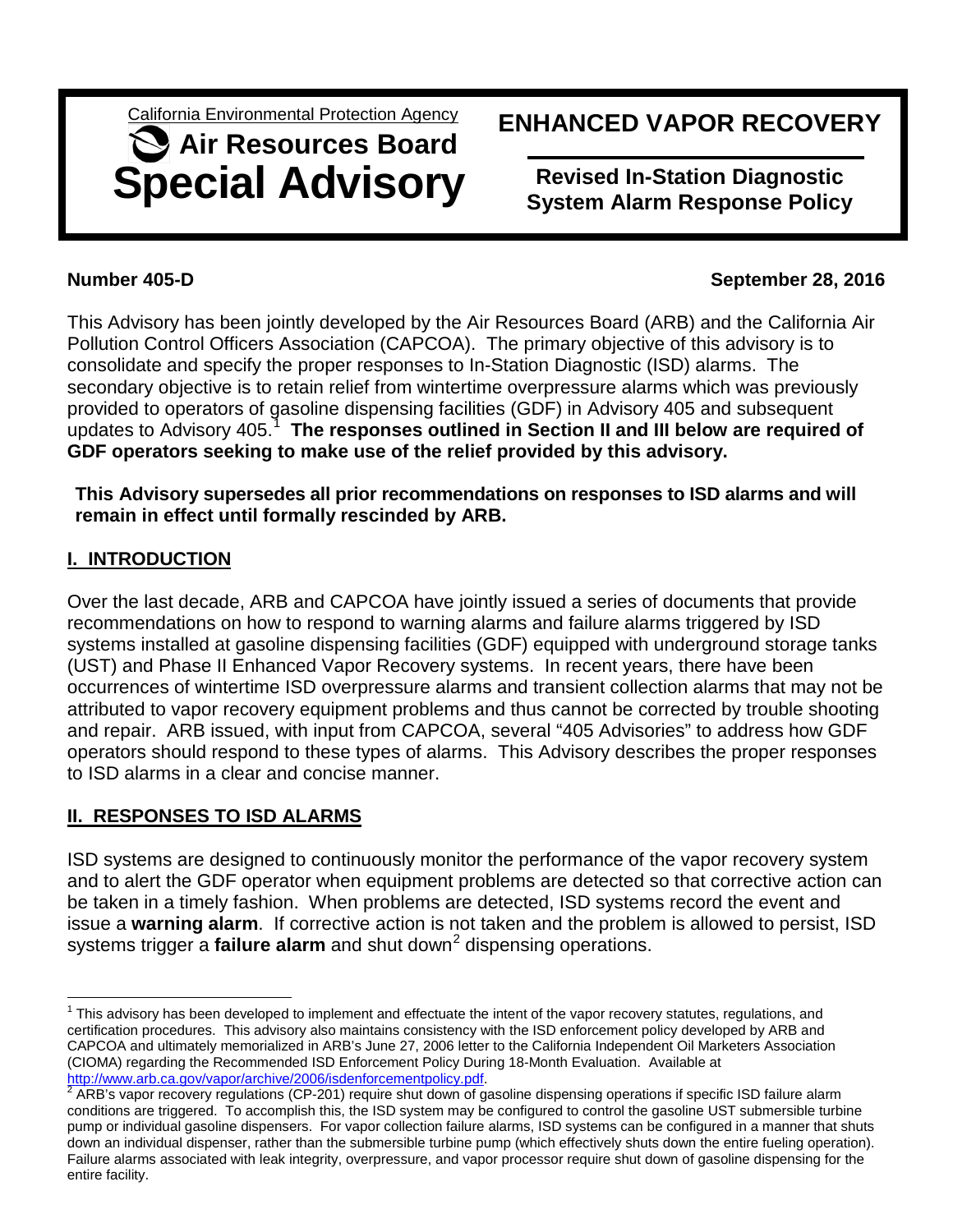California Environmental Protection Agency

**Air Resources Board**

# Special Advisory

# ENHANCED VAPOR RECOVERY

## Revised In-Station Diagnostic System Alarm Response Policy

**Number 405-D** **September 28, 2016**

This Advisory has been jointly developed by the Air Resources Board (ARB) and the California Air Pollution Control Officers Association (CAPCOA). The primary objective of this advisory is to consolidate and specify the proper responses to In-Station Diagnostic (ISD) alarms. The secondary objective is to retain relief from wintertime overpressure alarms which was previously provided to operators of gasoline dispensing facilities (GDF) in Advisory 405 and subsequent updates to Advisory 405.[1] **The responses outlined in Section II and III below are required of GDF operators seeking to make use of the relief provided by this advisory.**

**This Advisory supersedes all prior recommendations on responses to ISD alarms and will remain in effect until formally rescinded by ARB.**

## I. INTRODUCTION

Over the last decade, ARB and CAPCOA have jointly issued a series of documents that provide recommendations on how to respond to warning alarms and failure alarms triggered by ISD systems installed at gasoline dispensing facilities (GDF) equipped with underground storage tanks (UST) and Phase II Enhanced Vapor Recovery systems. In recent years, there have been occurrences of wintertime ISD overpressure alarms and transient collection alarms that may not be attributed to vapor recovery equipment problems and thus cannot be corrected by trouble shooting and repair. ARB issued, with input from CAPCOA, several "405 Advisories" to address how GDF operators should respond to these types of alarms. This Advisory describes the proper responses to ISD alarms in a clear and concise manner.

## II. RESPONSES TO ISD ALARMS

ISD systems are designed to continuously monitor the performance of the vapor recovery system and to alert the GDF operator when equipment problems are detected so that corrective action can be taken in a timely fashion. When problems are detected, ISD systems record the event and issue a **warning alarm**. If corrective action is not taken and the problem is allowed to persist, ISD systems trigger a **failure alarm** and shut down[2] dispensing operations.

---

[1] This advisory has been developed to implement and effectuate the intent of the vapor recovery statutes, regulations, and certification procedures. This advisory also maintains consistency with the ISD enforcement policy developed by ARB and CAPCOA and ultimately memorialized in ARB's June 27, 2006 letter to the California Independent Oil Marketers Association (CIOMA) regarding the Recommended ISD Enforcement Policy During 18-Month Evaluation. Available at http://www.arb.ca.gov/vapor/archive/2006/isdenforcementpolicy.pdf.

[2] ARB's vapor recovery regulations (CP-201) require shut down of gasoline dispensing operations if specific ISD failure alarm conditions are triggered. To accomplish this, the ISD system may be configured to control the gasoline UST submersible turbine pump or individual gasoline dispensers. For vapor collection failure alarms, ISD systems can be configured in a manner that shuts down an individual dispenser, rather than the submersible turbine pump (which effectively shuts down the entire fueling operation). Failure alarms associated with leak integrity, overpressure, and vapor processor require shut down of gasoline dispensing for the entire facility.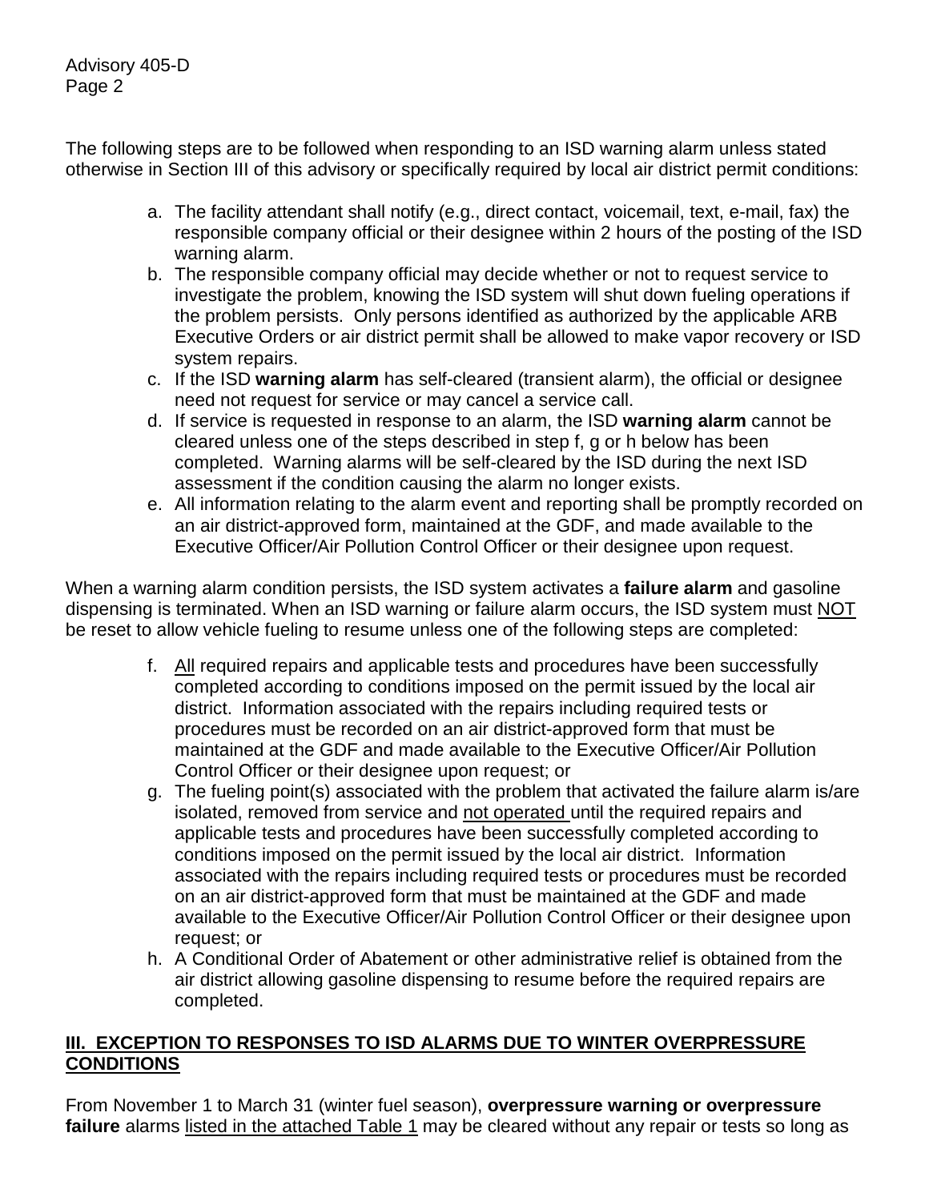The following steps are to be followed when responding to an ISD warning alarm unless stated otherwise in Section III of this advisory or specifically required by local air district permit conditions:

a. The facility attendant shall notify (e.g., direct contact, voicemail, text, e-mail, fax) the responsible company official or their designee within 2 hours of the posting of the ISD warning alarm.
b. The responsible company official may decide whether or not to request service to investigate the problem, knowing the ISD system will shut down fueling operations if the problem persists. Only persons identified as authorized by the applicable ARB Executive Orders or air district permit shall be allowed to make vapor recovery or ISD system repairs.
c. If the ISD **warning alarm** has self-cleared (transient alarm), the official or designee need not request for service or may cancel a service call.
d. If service is requested in response to an alarm, the ISD **warning alarm** cannot be cleared unless one of the steps described in step f, g or h below has been completed. Warning alarms will be self-cleared by the ISD during the next ISD assessment if the condition causing the alarm no longer exists.
e. All information relating to the alarm event and reporting shall be promptly recorded on an air district-approved form, maintained at the GDF, and made available to the Executive Officer/Air Pollution Control Officer or their designee upon request.

When a warning alarm condition persists, the ISD system activates a **failure alarm** and gasoline dispensing is terminated. When an ISD warning or failure alarm occurs, the ISD system must NOT be reset to allow vehicle fueling to resume unless one of the following steps are completed:

f. All required repairs and applicable tests and procedures have been successfully completed according to conditions imposed on the permit issued by the local air district. Information associated with the repairs including required tests or procedures must be recorded on an air district-approved form that must be maintained at the GDF and made available to the Executive Officer/Air Pollution Control Officer or their designee upon request; or
g. The fueling point(s) associated with the problem that activated the failure alarm is/are isolated, removed from service and not operated until the required repairs and applicable tests and procedures have been successfully completed according to conditions imposed on the permit issued by the local air district. Information associated with the repairs including required tests or procedures must be recorded on an air district-approved form that must be maintained at the GDF and made available to the Executive Officer/Air Pollution Control Officer or their designee upon request; or
h. A Conditional Order of Abatement or other administrative relief is obtained from the air district allowing gasoline dispensing to resume before the required repairs are completed.

## III. EXCEPTION TO RESPONSES TO ISD ALARMS DUE TO WINTER OVERPRESSURE CONDITIONS

From November 1 to March 31 (winter fuel season), **overpressure warning or overpressure failure** alarms listed in the attached Table 1 may be cleared without any repair or tests so long as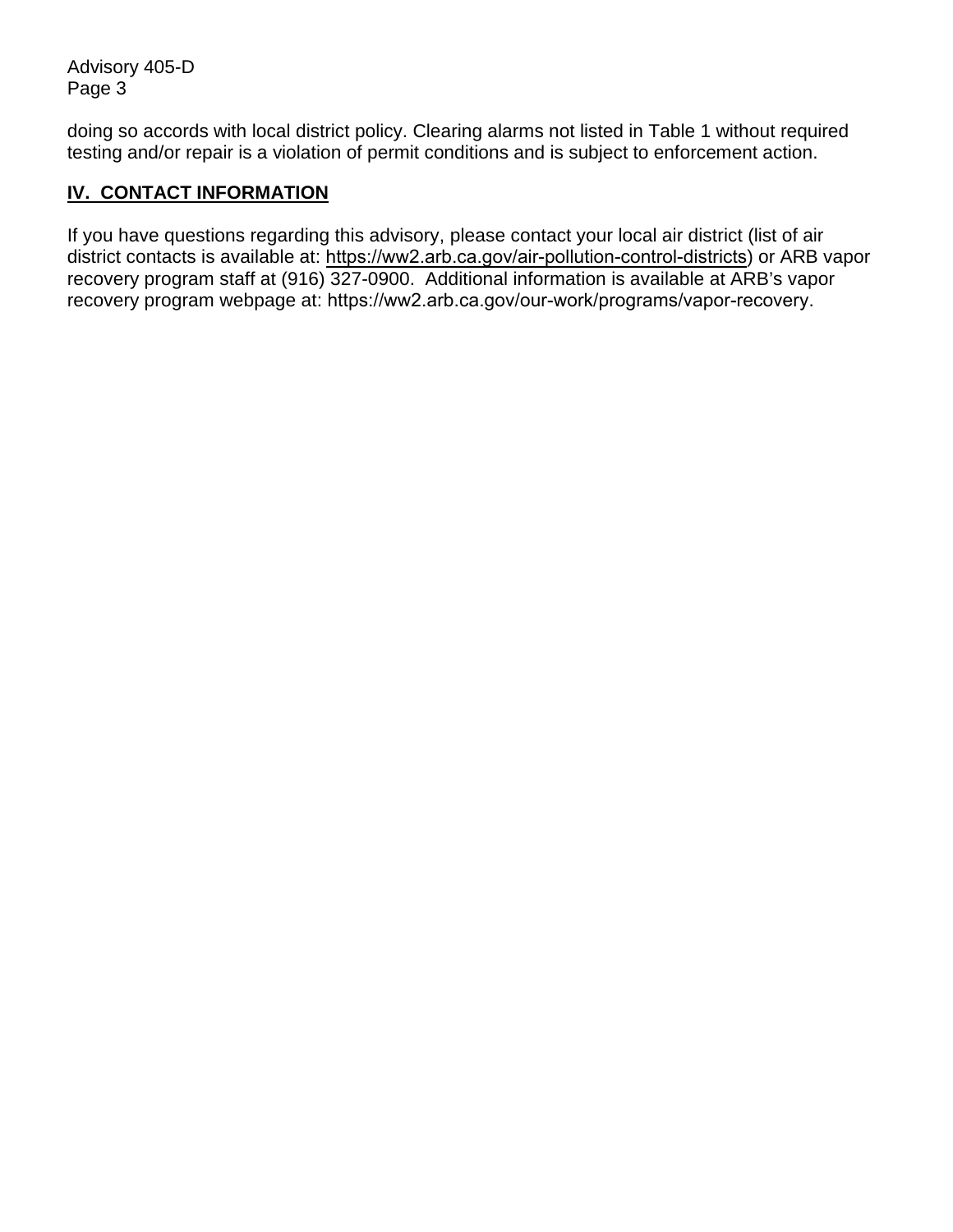doing so accords with local district policy. Clearing alarms not listed in Table 1 without required testing and/or repair is a violation of permit conditions and is subject to enforcement action.

## IV. CONTACT INFORMATION

If you have questions regarding this advisory, please contact your local air district (list of air district contacts is available at: https://ww2.arb.ca.gov/air-pollution-control-districts) or ARB vapor recovery program staff at (916) 327-0900. Additional information is available at ARB's vapor recovery program webpage at: https://ww2.arb.ca.gov/our-work/programs/vapor-recovery.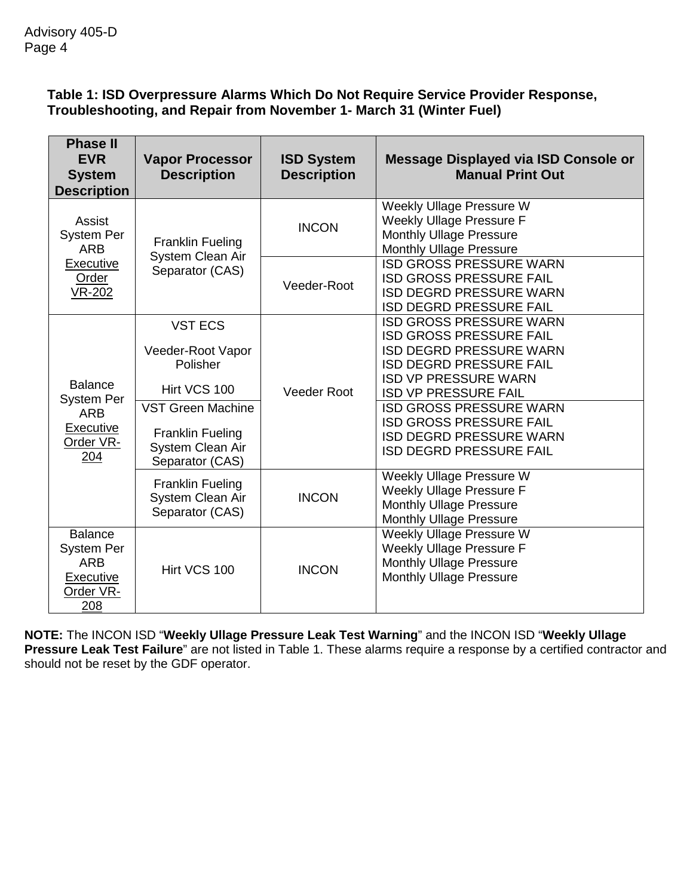**Table 1: ISD Overpressure Alarms Which Do Not Require Service Provider Response, Troubleshooting, and Repair from November 1- March 31 (Winter Fuel)**

| Phase II EVR System Description | Vapor Processor Description | ISD System Description | Message Displayed via ISD Console or Manual Print Out |
|---|---|---|---|
| Assist System Per ARB Executive Order VR-202 | Franklin Fueling System Clean Air Separator (CAS) | INCON | Weekly Ullage Pressure W<br>Weekly Ullage Pressure F<br>Monthly Ullage Pressure<br>Monthly Ullage Pressure |
| | | Veeder-Root | ISD GROSS PRESSURE WARN<br>ISD GROSS PRESSURE FAIL<br>ISD DEGRD PRESSURE WARN<br>ISD DEGRD PRESSURE FAIL |
| Balance System Per ARB Executive Order VR-204 | VST ECS<br>Veeder-Root Vapor Polisher<br>Hirt VCS 100 | Veeder Root | ISD GROSS PRESSURE WARN<br>ISD GROSS PRESSURE FAIL<br>ISD DEGRD PRESSURE WARN<br>ISD DEGRD PRESSURE FAIL<br>ISD VP PRESSURE WARN<br>ISD VP PRESSURE FAIL |
| | VST Green Machine<br>Franklin Fueling System Clean Air Separator (CAS) | | ISD GROSS PRESSURE WARN<br>ISD GROSS PRESSURE FAIL<br>ISD DEGRD PRESSURE WARN<br>ISD DEGRD PRESSURE FAIL |
| | Franklin Fueling System Clean Air Separator (CAS) | INCON | Weekly Ullage Pressure W<br>Weekly Ullage Pressure F<br>Monthly Ullage Pressure<br>Monthly Ullage Pressure |
| Balance System Per ARB Executive Order VR-208 | Hirt VCS 100 | INCON | Weekly Ullage Pressure W<br>Weekly Ullage Pressure F<br>Monthly Ullage Pressure<br>Monthly Ullage Pressure |

**NOTE:** The INCON ISD "**Weekly Ullage Pressure Leak Test Warning**" and the INCON ISD "**Weekly Ullage Pressure Leak Test Failure**" are not listed in Table 1. These alarms require a response by a certified contractor and should not be reset by the GDF operator.